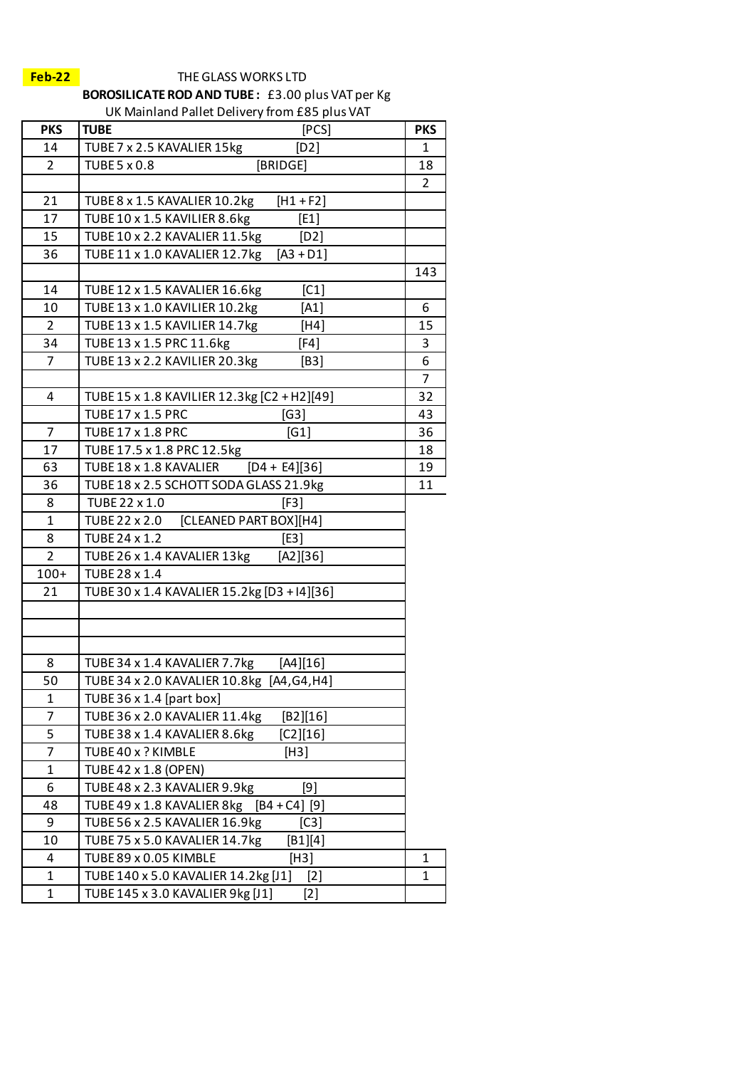**Feb-22**

THE GLASS WORKS LTD

**BOROSILICATE ROD AND TUBE :** £3.00 plus VAT per Kg

UK Mainland Pallet Delivery from £85 plus VAT

| PKS | TUBE [PCS] | PKS |
|---|---|---|
| 14 | TUBE 7 x 2.5 KAVALIER 15kg [D2] | 1 |
| 2 | TUBE 5 x 0.8 [BRIDGE] | 18 |
| | | 2 |
| 21 | TUBE 8 x 1.5 KAVALIER 10.2kg [H1 + F2] | |
| 17 | TUBE 10 x 1.5 KAVILIER 8.6kg [E1] | |
| 15 | TUBE 10 x 2.2 KAVALIER 11.5kg [D2] | |
| 36 | TUBE 11 x 1.0 KAVALIER 12.7kg [A3 + D1] | |
| | | 143 |
| 14 | TUBE 12 x 1.5 KAVALIER 16.6kg [C1] | |
| 10 | TUBE 13 x 1.0 KAVILIER 10.2kg [A1] | 6 |
| 2 | TUBE 13 x 1.5 KAVILIER 14.7kg [H4] | 15 |
| 34 | TUBE 13 x 1.5 PRC 11.6kg [F4] | 3 |
| 7 | TUBE 13 x 2.2 KAVILIER 20.3kg [B3] | 6 |
| | | 7 |
| 4 | TUBE 15 x 1.8 KAVILIER 12.3kg [C2 + H2][49] | 32 |
| | TUBE 17 x 1.5 PRC [G3] | 43 |
| 7 | TUBE 17 x 1.8 PRC [G1] | 36 |
| 17 | TUBE 17.5 x 1.8 PRC 12.5kg | 18 |
| 63 | TUBE 18 x 1.8 KAVALIER [D4 + E4][36] | 19 |
| 36 | TUBE 18 x 2.5 SCHOTT SODA GLASS 21.9kg | 11 |
| 8 | TUBE 22 x 1.0 [F3] | |
| 1 | TUBE 22 x 2.0 [CLEANED PART BOX][H4] | |
| 8 | TUBE 24 x 1.2 [E3] | |
| 2 | TUBE 26 x 1.4 KAVALIER 13kg [A2][36] | |
| 100+ | TUBE 28 x 1.4 | |
| 21 | TUBE 30 x 1.4 KAVALIER 15.2kg [D3 + I4][36] | |
| | | |
| | | |
| | | |
| 8 | TUBE 34 x 1.4 KAVALIER 7.7kg [A4][16] | |
| 50 | TUBE 34 x 2.0 KAVALIER 10.8kg [A4,G4,H4] | |
| 1 | TUBE 36 x 1.4 [part box] | |
| 7 | TUBE 36 x 2.0 KAVALIER 11.4kg [B2][16] | |
| 5 | TUBE 38 x 1.4 KAVALIER 8.6kg [C2][16] | |
| 7 | TUBE 40 x ? KIMBLE [H3] | |
| 1 | TUBE 42 x 1.8 (OPEN) | |
| 6 | TUBE 48 x 2.3 KAVALIER 9.9kg [9] | |
| 48 | TUBE 49 x 1.8 KAVALIER 8kg [B4 + C4] [9] | |
| 9 | TUBE 56 x 2.5 KAVALIER 16.9kg [C3] | |
| 10 | TUBE 75 x 5.0 KAVALIER 14.7kg [B1][4] | |
| 4 | TUBE 89 x 0.05 KIMBLE [H3] | 1 |
| 1 | TUBE 140 x 5.0 KAVALIER 14.2kg [J1] [2] | 1 |
| 1 | TUBE 145 x 3.0 KAVALIER 9kg [J1] [2] | |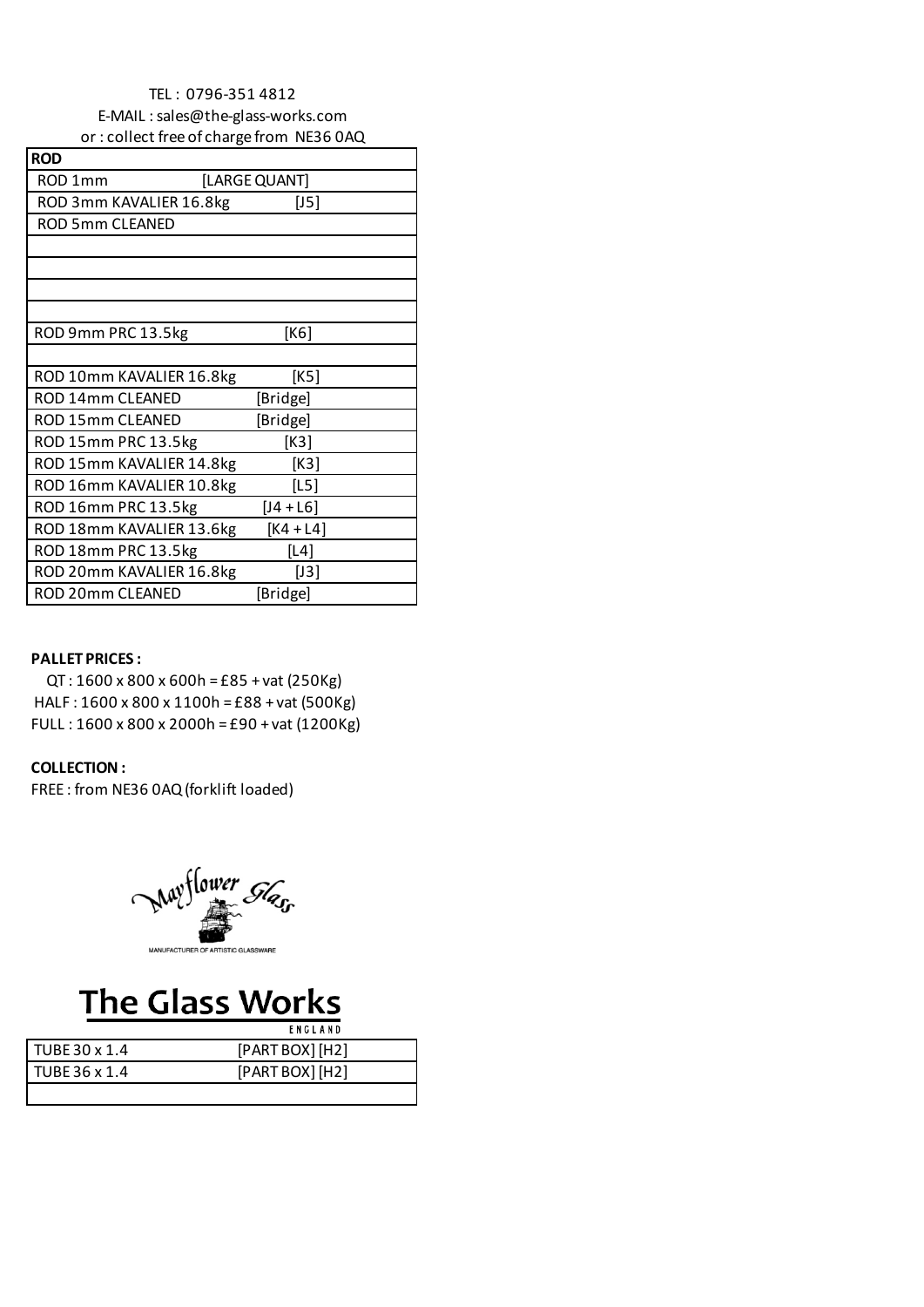TEL : 0796-351 4812

E-MAIL : sales@the-glass-works.com

or : collect free of charge from NE36 0AQ

| ROD | |
|---|---|
| ROD 1mm | [LARGE QUANT] |
| ROD 3mm KAVALIER 16.8kg | [J5] |
| ROD 5mm CLEANED | |
| | |
| | |
| | |
| | |
| ROD 9mm PRC 13.5kg | [K6] |
| | |
| ROD 10mm KAVALIER 16.8kg | [K5] |
| ROD 14mm CLEANED | [Bridge] |
| ROD 15mm CLEANED | [Bridge] |
| ROD 15mm PRC 13.5kg | [K3] |
| ROD 15mm KAVALIER 14.8kg | [K3] |
| ROD 16mm KAVALIER 10.8kg | [L5] |
| ROD 16mm PRC 13.5kg | [J4 + L6] |
| ROD 18mm KAVALIER 13.6kg | [K4 + L4] |
| ROD 18mm PRC 13.5kg | [L4] |
| ROD 20mm KAVALIER 16.8kg | [J3] |
| ROD 20mm CLEANED | [Bridge] |

**PALLET PRICES :**

QT : 1600 x 800 x 600h = £85 + vat (250Kg)
HALF : 1600 x 800 x 1100h = £88 + vat (500Kg)
FULL : 1600 x 800 x 2000h = £90 + vat (1200Kg)

**COLLECTION :**

FREE : from NE36 0AQ (forklift loaded)

Mayflower Glass

MANUFACTURER OF ARTISTIC GLASSWARE

**The Glass Works**

ENGLAND

| | |
|---|---|
| TUBE 30 x 1.4 | [PART BOX] [H2] |
| TUBE 36 x 1.4 | [PART BOX] [H2] |
| | |